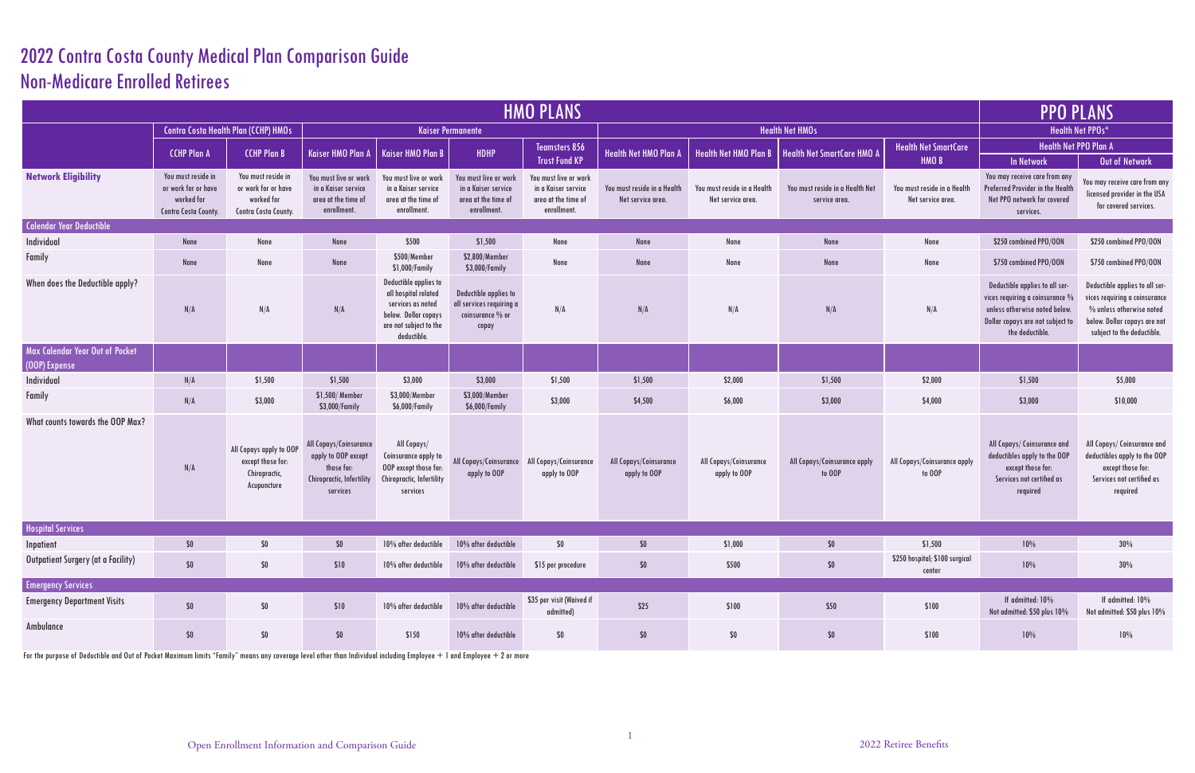# 2022 Contra Costa County Medical Plan Comparison Guide
## Non-Medicare Enrolled Retirees

| | HMO PLANS | | | | | | | | | | PPO PLANS | |
|---|---|---|---|---|---|---|---|---|---|---|---|---|
| | Contra Costa Health Plan (CCHP) HMOs | | Kaiser Permanente | | | | Health Net HMOs | | | | Health Net PPOs* | |
| | CCHP Plan A | CCHP Plan B | Kaiser HMO Plan A | Kaiser HMO Plan B | HDHP | Teamsters 856 Trust Fund KP | Health Net HMO Plan A | Health Net HMO Plan B | Health Net SmartCare HMO A | Health Net SmartCare HMO B | Health Net PPO Plan A | |
| | | | | | | | | | | | In Network | Out of Network |
| **Network Eligibility** | You must reside in or work for or have worked for Contra Costa County. | You must reside in or work for or have worked for Contra Costa County. | You must live or work in a Kaiser service area at the time of enrollment. | You must live or work in a Kaiser service area at the time of enrollment. | You must live or work in a Kaiser service area at the time of enrollment. | You must live or work in a Kaiser service area at the time of enrollment. | You must reside in a Health Net service area. | You must reside in a Health Net service area. | You must reside in a Health Net service area. | You must reside in a Health Net service area. | You may receive care from any Preferred Provider in the Health Net PPO network for covered services. | You may receive care from any licensed provider in the USA for covered services. |
| **Calendar Year Deductible** | | | | | | | | | | | | |
| Individual | None | None | None | $500 | $1,500 | None | None | None | None | None | $250 combined PPO/OON | $250 combined PPO/OON |
| Family | None | None | None | $500/Member $1,000/Family | $2,800/Member $3,000/Family | None | None | None | None | None | $750 combined PPO/OON | $750 combined PPO/OON |
| When does the Deductible apply? | N/A | N/A | N/A | Deductible applies to all hospital related services as noted below. Dollar copays are not subject to the deductible. | Deductible applies to all services requiring a coinsurance % or copay | N/A | N/A | N/A | N/A | N/A | Deductible applies to all services requiring a coinsurance % unless otherwise noted below. Dollar copays are not subject to the deductible. | Deductible applies to all services requiring a coinsurance % unless otherwise noted below. Dollar copays are not subject to the deductible. |
| **Max Calendar Year Out of Pocket (OOP) Expense** | | | | | | | | | | | | |
| Individual | N/A | $1,500 | $1,500 | $3,000 | $3,000 | $1,500 | $1,500 | $2,000 | $1,500 | $2,000 | $1,500 | $5,000 |
| Family | N/A | $3,000 | $1,500/ Member $3,000/Family | $3,000/Member $6,000/Family | $3,000/Member $6,000/Family | $3,000 | $4,500 | $6,000 | $3,000 | $4,000 | $3,000 | $10,000 |
| What counts towards the OOP Max? | N/A | All Copays apply to OOP except those for: Chiropractic, Acupuncture | All Copays/Coinsurance apply to OOP except those for: Chiropractic, Infertility services | All Copays/ Coinsurance apply to OOP except those for: Chiropractic, Infertility services | All Copays/Coinsurance apply to OOP | All Copays/Coinsurance apply to OOP | All Copays/Coinsurance apply to OOP | All Copays/Coinsurance apply to OOP | All Copays/Coinsurance apply to OOP | All Copays/Coinsurance apply to OOP | All Copays/ Coinsurance and deductibles apply to the OOP except those for: Services not certified as required | All Copays/ Coinsurance and deductibles apply to the OOP except those for: Services not certified as required |
| **Hospital Services** | | | | | | | | | | | | |
| Inpatient | $0 | $0 | $0 | 10% after deductible | 10% after deductible | $0 | $0 | $1,000 | $0 | $1,500 | 10% | 30% |
| Outpatient Surgery (at a Facility) | $0 | $0 | $10 | 10% after deductible | 10% after deductible | $15 per procedure | $0 | $500 | $0 | $250 hospital; $100 surgical center | 10% | 30% |
| **Emergency Services** | | | | | | | | | | | | |
| Emergency Department Visits | $0 | $0 | $10 | 10% after deductible | 10% after deductible | $35 per visit (Waived if admitted) | $25 | $100 | $50 | $100 | If admitted: 10% Not admitted: $50 plus 10% | If admitted: 10% Not admitted: $50 plus 10% |
| Ambulance | $0 | $0 | $0 | $150 | 10% after deductible | $0 | $0 | $0 | $0 | $100 | 10% | 10% |

For the purpose of Deductible and Out of Pocket Maximum limits "Family" means any coverage level other than Individual including Employee + 1 and Employee + 2 or more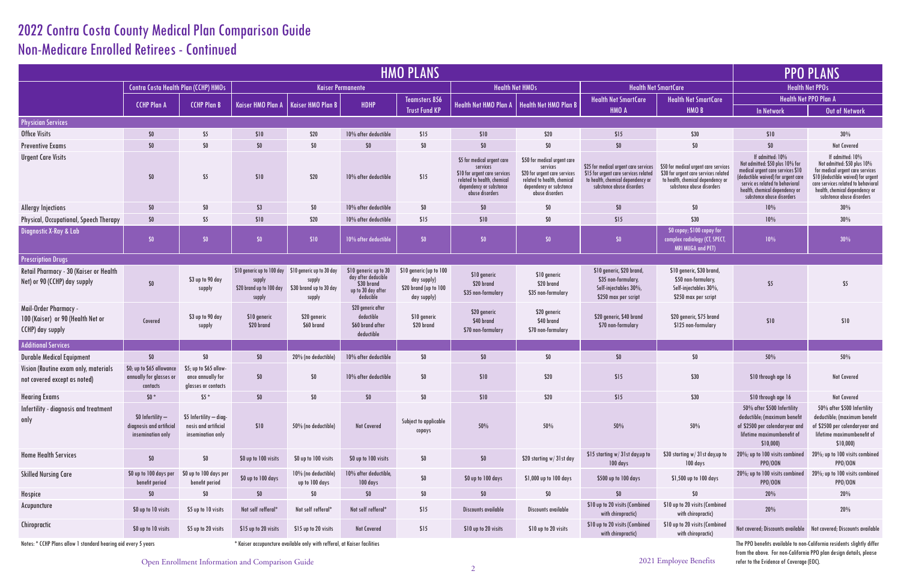# 2022 Contra Costa County Medical Plan Comparison Guide
## Non-Medicare Enrolled Retirees - Continued

| | HMO PLANS | | | | | | | | | | PPO PLANS | |
|---|---|---|---|---|---|---|---|---|---|---|---|---|
| | Contra Costa Health Plan (CCHP) HMOs | | Kaiser Permanente | | | | Health Net HMOs | | Health Net SmartCare | | Health Net PPOs | |
| | CCHP Plan A | CCHP Plan B | Kaiser HMO Plan A | Kaiser HMO Plan B | HDHP | Teamsters 856 Trust Fund KP | Health Net HMO Plan A | Health Net HMO Plan B | Health Net SmartCare HMO A | Health Net SmartCare HMO B | Health Net PPO Plan A In Network | Health Net PPO Plan A Out of Network |
| **Physician Services** | | | | | | | | | | | | |
| Office Visits | $0 | $5 | $10 | $20 | 10% after deductible | $15 | $10 | $20 | $15 | $30 | $10 | 30% |
| Preventive Exams | $0 | $0 | $0 | $0 | $0 | $0 | $0 | $0 | $0 | $0 | $0 | Not Covered |
| Urgent Care Visits | $0 | $5 | $10 | $20 | 10% after deductible | $15 | $5 for medical urgent care services $10 for urgent care services related to health, chemical dependency or substance abuse disorders | $50 for medical urgent care services $20 for urgent care services related to health, chemical dependency or substance abuse disorders | $25 for medical urgent care services $15 for urgent care services related to health, chemical dependency or substance abuse disorders | $50 for medical urgent care services $30 for urgent care services related to health, chemical dependency or substance abuse disorders | If admitted: 10% Not admitted: $50 plus 10% for medical urgent care services $10 (deductible waived) for urgent care servic es related to behavioral health, chemical dependency or substance abuse disorders | If admitted: 10% Not admitted: $50 plus 10% for medical urgent care services $10 (deductible waived) for urgent care services related to behavioral health, chemical dependency or substance abuse disorders |
| Allergy Injections | $0 | $0 | $3 | $0 | 10% after deductible | $0 | $0 | $0 | $0 | $0 | 10% | 30% |
| Physical, Occupational, Speech Therapy | $0 | $5 | $10 | $20 | 10% after deductible | $15 | $10 | $0 | $15 | $30 | 10% | 30% |
| Diagnostic X-Ray & Lab | $0 | $0 | $0 | $10 | 10% after deductible | $0 | $0 | $0 | $0 | $0 copay; $100 copay for complex radiology (CT, SPECT, MRI MUGA and PET) | 10% | 30% |
| **Prescription Drugs** | | | | | | | | | | | | |
| Retail Pharmacy - 30 (Kaiser or Health Net) or 90 (CCHP) day supply | $0 | $3 up to 90 day supply | $10 generic up to 100 day supply $20 brand up to 100 day supply | $10 generic up to 30 day supply $30 brand up to 30 day supply | $10 generic up to 30 day after deducible $30 brand up to 30 day after deducible | $10 generic (up to 100 day supply) $20 brand (up to 100 day supply) | $10 generic $20 brand $35 non-formulary | $10 generic $20 brand $35 non-formulary | $10 generic, $20 brand, $35 non-formulary, Self-injectables 30%, $250 max per script | $10 generic, $30 brand, $50 non-formulary, Self-injectables 30%, $250 max per script | $5 | $5 |
| Mail-Order Pharmacy - 100 (Kaiser) or 90 (Health Net or CCHP) day supply | Covered | $3 up to 90 day supply | $10 generic $20 brand | $20 generic $60 brand | $20 generic after deductible $60 brand after deductible | $10 generic $20 brand | $20 generic $40 brand $70 non-formulary | $20 generic $40 brand $70 non-formulary | $20 generic, $40 brand $70 non-formulary | $20 generic, $75 brand $125 non-formulary | $10 | $10 |
| **Additional Services** | | | | | | | | | | | | |
| Durable Medical Equipment | $0 | $0 | $0 | 20% (no deductible) | 10% after deductible | $0 | $0 | $0 | $0 | $0 | 50% | 50% |
| Vision (Routine exam only, materials not covered except as noted) | $0; up to $65 allowance annually for glasses or contacts | $5; up to $65 allowance annually for glasses or contacts | $0 | $0 | 10% after deductible | $0 | $10 | $20 | $15 | $30 | $10 through age 16 | Not Covered |
| Hearing Exams | $0 * | $5 * | $0 | $0 | $0 | $0 | $10 | $20 | $15 | $30 | $10 through age 16 | Not Covered |
| Infertility - diagnosis and treatment only | $0 Infertility – diagnosis and artificial insemination only | $5 Infertility – diagnosis and artificial insemination only | $10 | 50% (no deductible) | Not Covered | Subject to applicable copays | 50% | 50% | 50% | 50% | 50% after $500 Infertility deductible; (maximum benefit of $2500 per calendaryear and lifetime maximumbenefit of $10,000) | 50% after $500 Infertility deductible; (maximum benefit of $2500 per calendaryear and lifetime maximumbenefit of $10,000) |
| Home Health Services | $0 | $0 | $0 up to 100 visits | $0 up to 100 visits | $0 up to 100 visits | $0 | $0 | $20 starting w/ 31st day | $15 starting w/ 31st day,up to 100 days | $30 starting w/ 31st day,up to 100 days | 20%; up to 100 visits combined PPO/OON | 20%; up to 100 visits combined PPO/OON |
| Skilled Nursing Care | $0 up to 100 days per benefit period | $0 up to 100 days per benefit period | $0 up to 100 days | 10% (no deductible) up to 100 days | 10% after deductible, 100 days | $0 | $0 up to 100 days | $1,000 up to 100 days | $500 up to 100 days | $1,500 up to 100 days | 20%; up to 100 visits combined PPO/OON | 20%; up to 100 visits combined PPO/OON |
| Hospice | $0 | $0 | $0 | $0 | $0 | $0 | $0 | $0 | $0 | $0 | 20% | 20% |
| Acupuncture | $0 up to 10 visits | $5 up to 10 visits | Not self refferal* | Not self refferal* | Not self refferal* | $15 | Discounts available | Discounts available | $10 up to 20 visits (Combined with chiropractic) | $10 up to 20 visits (Combined with chiropractic) | 20% | 20% |
| Chiropractic | $0 up to 10 visits | $5 up to 20 visits | $15 up to 20 visits | $15 up to 20 visits | Not Covered | $15 | $10 up to 20 visits | $10 up to 20 visits | $10 up to 20 visits (Combined with chiropractic) | $10 up to 20 visits (Combined with chiropractic) | Not covered; Discounts available | Not covered; Discounts available |

Notes: * CCHP Plans allow 1 standard hearing aid every 5 years

* Kaiser accupuncture available only with refferal, at Kaiser facilities

The PPO benefits available to non-California residents slightly differ from the above. For non-California PPO plan design details, please refer to the Evidence of Coverage (EOC).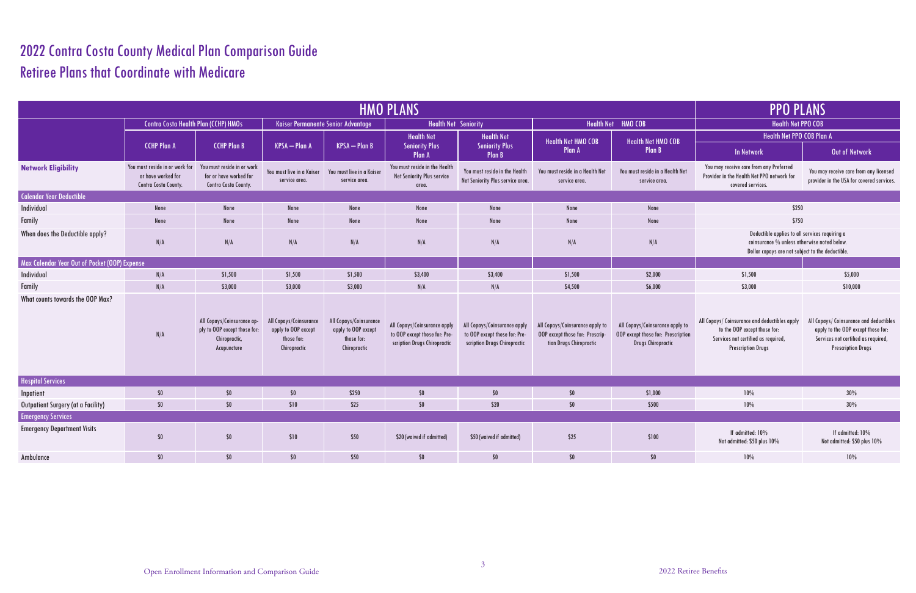# 2022 Contra Costa County Medical Plan Comparison Guide
## Retiree Plans that Coordinate with Medicare

| | HMO PLANS | | | | | | | | PPO PLANS | |
|---|---|---|---|---|---|---|---|---|---|---|
| | Contra Costa Health Plan (CCHP) HMOs | | Kaiser Permanente Senior Advantage | | Health Net Seniority | | Health Net HMO COB | | Health Net PPO COB | |
| | CCHP Plan A | CCHP Plan B | KPSA – Plan A | KPSA – Plan B | Health Net Seniority Plus Plan A | Health Net Seniority Plus Plan B | Health Net HMO COB Plan A | Health Net HMO COB Plan B | Health Net PPO COB Plan A | |
| | | | | | | | | | In Network | Out of Network |
| **Network Eligibility** | You must reside in or work for or have worked for Contra Costa County. | You must reside in or work for or have worked for Contra Costa County. | You must live in a Kaiser service area. | You must live in a Kaiser service area. | You must reside in the Health Net Seniority Plus service area. | You must reside in the Health Net Seniority Plus service area. | You must reside in a Health Net service area. | You must reside in a Health Net service area. | You may receive care from any Preferred Provider in the Health Net PPO network for covered services. | You may receive care from any licensed provider in the USA for covered services. |
| **Calendar Year Deductible** | | | | | | | | | | |
| Individual | None | None | None | None | None | None | None | None | $250 | |
| Family | None | None | None | None | None | None | None | None | $750 | |
| When does the Deductible apply? | N/A | N/A | N/A | N/A | N/A | N/A | N/A | N/A | Deductible applies to all services requiring a coinsurance % unless otherwise noted below. Dollar copays are not subject to the deductible. | |
| **Max Calendar Year Out of Pocket (OOP) Expense** | | | | | | | | | | |
| Individual | N/A | $1,500 | $1,500 | $1,500 | $3,400 | $3,400 | $1,500 | $2,000 | $1,500 | $5,000 |
| Family | N/A | $3,000 | $3,000 | $3,000 | N/A | N/A | $4,500 | $6,000 | $3,000 | $10,000 |
| What counts towards the OOP Max? | N/A | All Copays/Coinsurance apply to OOP except those for: Chiropractic, Acupuncture | All Copays/Coinsurance apply to OOP except those for: Chiropractic | All Copays/Coinsurance apply to OOP except those for: Chiropractic | All Copays/Coinsurance apply to OOP except those for: Prescription Drugs Chiropractic | All Copays/Coinsurance apply to OOP except those for: Prescription Drugs Chiropractic | All Copays/Coinsurance apply to OOP except those for: Prescription Drugs Chiropractic | All Copays/Coinsurance apply to OOP except those for: Prescription Drugs Chiropractic | All Copays/ Coinsurance and deductibles apply to the OOP except those for: Services not certified as required, Prescription Drugs | All Copays/ Coinsurance and deductibles apply to the OOP except those for: Services not certified as required, Prescription Drugs |
| **Hospital Services** | | | | | | | | | | |
| Inpatient | $0 | $0 | $0 | $250 | $0 | $0 | $0 | $1,000 | 10% | 30% |
| Outpatient Surgery (at a Facility) | $0 | $0 | $10 | $25 | $0 | $20 | $0 | $500 | 10% | 30% |
| **Emergency Services** | | | | | | | | | | |
| Emergency Department Visits | $0 | $0 | $10 | $50 | $20 (waived if admitted) | $50 (waived if admitted) | $25 | $100 | If admitted: 10% Not admitted: $50 plus 10% | If admitted: 10% Not admitted: $50 plus 10% |
| Ambulance | $0 | $0 | $0 | $50 | $0 | $0 | $0 | $0 | 10% | 10% |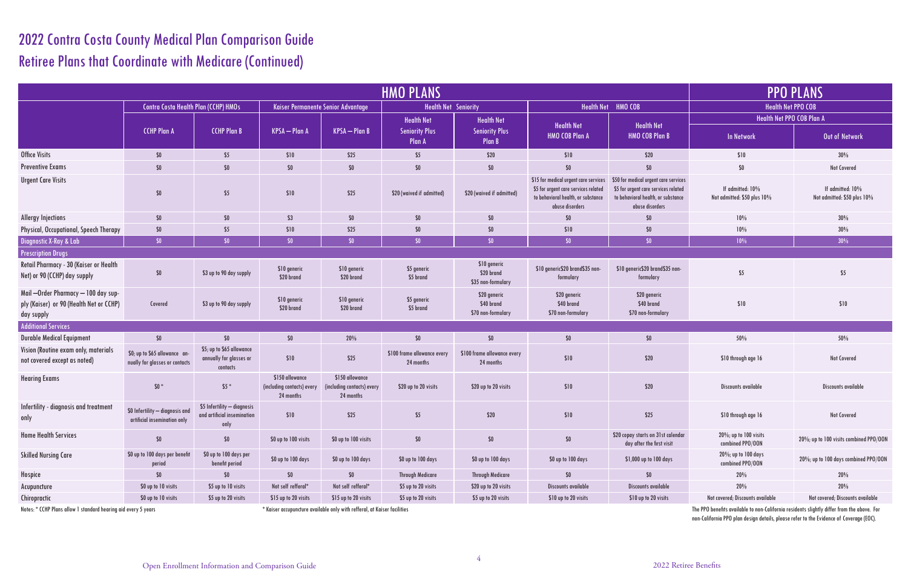# 2022 Contra Costa County Medical Plan Comparison Guide

## Retiree Plans that Coordinate with Medicare (Continued)

| | HMO PLANS | | | | | | | | PPO PLANS | |
|---|---|---|---|---|---|---|---|---|---|---|
| | Contra Costa Health Plan (CCHP) HMOs | | Kaiser Permanente Senior Advantage | | Health Net Seniority | | Health Net HMO COB | | Health Net PPO COB | |
| | | | | | | | | | Health Net PPO COB Plan A | |
| | CCHP Plan A | CCHP Plan B | KPSA – Plan A | KPSA – Plan B | Health Net Seniority Plus Plan A | Health Net Seniority Plus Plan B | Health Net HMO COB Plan A | Health Net HMO COB Plan B | In Network | Out of Network |
| Office Visits | $0 | $5 | $10 | $25 | $5 | $20 | $10 | $20 | $10 | 30% |
| Preventive Exams | $0 | $0 | $0 | $0 | $0 | $0 | $0 | $0 | $0 | Not Covered |
| Urgent Care Visits | $0 | $5 | $10 | $25 | $20 (waived if admitted) | $20 (waived if admitted) | $15 for medical urgent care services $5 for urgent care services related to behavioral health, or substance abuse disorders | $50 for medical urgent care services $5 for urgent care services related to behavioral health, or substance abuse disorders | If admitted: 10% Not admitted: $50 plus 10% | If admitted: 10% Not admitted: $50 plus 10% |
| Allergy Injections | $0 | $0 | $3 | $0 | $0 | $0 | $0 | $0 | 10% | 30% |
| Physical, Occupational, Speech Therapy | $0 | $5 | $10 | $25 | $0 | $0 | $10 | $0 | 10% | 30% |
| Diagnostic X-Ray & Lab | $0 | $0 | $0 | $0 | $0 | $0 | $0 | $0 | 10% | 30% |
| **Prescription Drugs** | | | | | | | | | | |
| Retail Pharmacy - 30 (Kaiser or Health Net) or 90 (CCHP) day supply | $0 | $3 up to 90 day supply | $10 generic $20 brand | $10 generic $20 brand | $5 generic $5 brand | $10 generic $20 brand $35 non-formulary | $10 generic$20 brand$35 non-formulary | $10 generic$20 brand$35 non-formulary | $5 | $5 |
| Mail –Order Pharmacy – 100 day supply (Kaiser) or 90 (Health Net or CCHP) day supply | Covered | $3 up to 90 day supply | $10 generic $20 brand | $10 generic $20 brand | $5 generic $5 brand | $20 generic $40 brand $70 non-formulary | $20 generic $40 brand $70 non-formulary | $20 generic $40 brand $70 non-formulary | $10 | $10 |
| **Additional Services** | | | | | | | | | | |
| Durable Medical Equipment | $0 | $0 | $0 | 20% | $0 | $0 | $0 | $0 | 50% | 50% |
| Vision (Routine exam only, materials not covered except as noted) | $0; up to $65 allowance annually for glasses or contacts | $5; up to $65 allowance annually for glasses or contacts | $10 | $25 | $100 frame allowance every 24 months | $100 frame allowance every 24 months | $10 | $20 | $10 through age 16 | Not Covered |
| Hearing Exams | $0 * | $5 * | $150 allowance (including contacts) every 24 months | $150 allowance (including contacts) every 24 months | $20 up to 20 visits | $20 up to 20 visits | $10 | $20 | Discounts available | Discounts available |
| Infertility - diagnosis and treatment only | $0 Infertility – diagnosis and artificial insemination only | $5 Infertility – diagnosis and artificial insemination only | $10 | $25 | $5 | $20 | $10 | $25 | $10 through age 16 | Not Covered |
| Home Health Services | $0 | $0 | $0 up to 100 visits | $0 up to 100 visits | $0 | $0 | $0 | $20 copay starts on 31st calendar day after the first visit | 20%; up to 100 visits combined PPO/OON | 20%; up to 100 visits combined PPO/OON |
| Skilled Nursing Care | $0 up to 100 days per benefit period | $0 up to 100 days per benefit period | $0 up to 100 days | $0 up to 100 days | $0 up to 100 days | $0 up to 100 days | $0 up to 100 days | $1,000 up to 100 days | 20%; up to 100 days combined PPO/OON | 20%; up to 100 days combined PPO/OON |
| Hospice | $0 | $0 | $0 | $0 | Through Medicare | Through Medicare | $0 | $0 | 20% | 20% |
| Acupuncture | $0 up to 10 visits | $5 up to 10 visits | Not self refferal* | Not self refferal* | $5 up to 20 visits | $20 up to 20 visits | Discounts available | Discounts available | 20% | 20% |
| Chiropractic | $0 up to 10 visits | $5 up to 20 visits | $15 up to 20 visits | $15 up to 20 visits | $5 up to 20 visits | $5 up to 20 visits | $10 up to 20 visits | $10 up to 20 visits | Not covered; Discounts available | Not covered; Discounts available |

Notes: * CCHP Plans allow 1 standard hearing aid every 5 years

* Kaiser accupuncture available only with refferal, at Kaiser facilities

The PPO benefits available to non-California residents slightly differ from the above. For non-California PPO plan design details, please refer to the Evidence of Coverage (EOC).